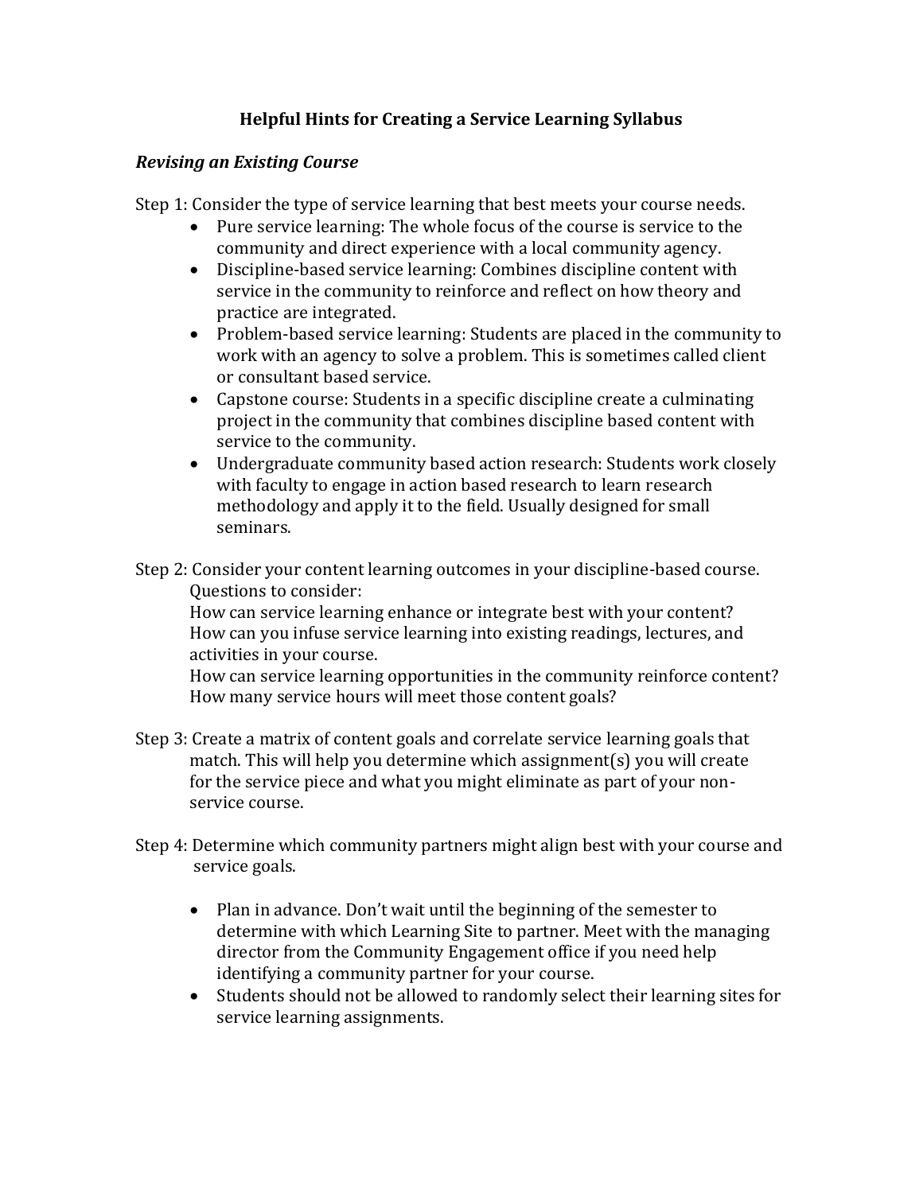# Helpful Hints for Creating a Service Learning Syllabus

## *Revising an Existing Course*

Step 1: Consider the type of service learning that best meets your course needs.

- Pure service learning: The whole focus of the course is service to the community and direct experience with a local community agency.
- Discipline-based service learning: Combines discipline content with service in the community to reinforce and reflect on how theory and practice are integrated.
- Problem-based service learning: Students are placed in the community to work with an agency to solve a problem. This is sometimes called client or consultant based service.
- Capstone course: Students in a specific discipline create a culminating project in the community that combines discipline based content with service to the community.
- Undergraduate community based action research: Students work closely with faculty to engage in action based research to learn research methodology and apply it to the field. Usually designed for small seminars.

Step 2: Consider your content learning outcomes in your discipline-based course.
Questions to consider:
How can service learning enhance or integrate best with your content?
How can you infuse service learning into existing readings, lectures, and activities in your course.
How can service learning opportunities in the community reinforce content?
How many service hours will meet those content goals?

Step 3: Create a matrix of content goals and correlate service learning goals that match. This will help you determine which assignment(s) you will create for the service piece and what you might eliminate as part of your non-service course.

Step 4: Determine which community partners might align best with your course and service goals.

- Plan in advance. Don't wait until the beginning of the semester to determine with which Learning Site to partner. Meet with the managing director from the Community Engagement office if you need help identifying a community partner for your course.
- Students should not be allowed to randomly select their learning sites for service learning assignments.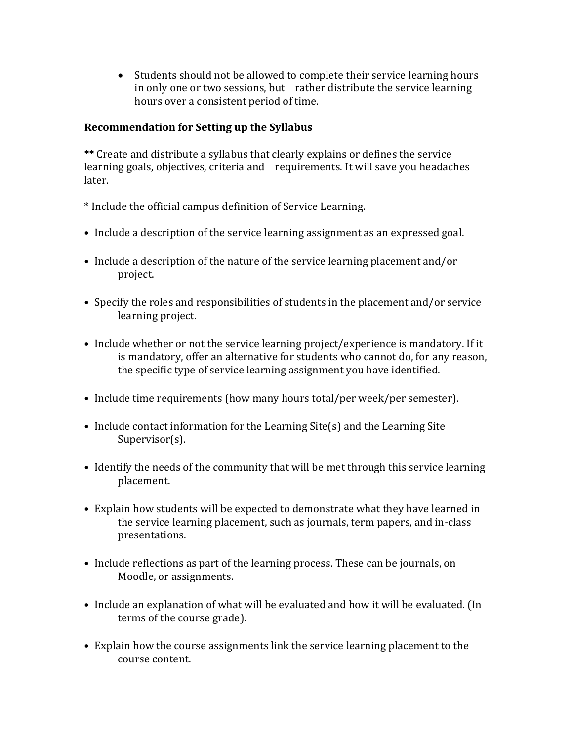- Students should not be allowed to complete their service learning hours in only one or two sessions, but rather distribute the service learning hours over a consistent period of time.

**Recommendation for Setting up the Syllabus**

**\*\*** Create and distribute a syllabus that clearly explains or defines the service learning goals, objectives, criteria and requirements. It will save you headaches later.

\* Include the official campus definition of Service Learning.

- Include a description of the service learning assignment as an expressed goal.

- Include a description of the nature of the service learning placement and/or project.

- Specify the roles and responsibilities of students in the placement and/or service learning project.

- Include whether or not the service learning project/experience is mandatory. If it is mandatory, offer an alternative for students who cannot do, for any reason, the specific type of service learning assignment you have identified.

- Include time requirements (how many hours total/per week/per semester).

- Include contact information for the Learning Site(s) and the Learning Site Supervisor(s).

- Identify the needs of the community that will be met through this service learning placement.

- Explain how students will be expected to demonstrate what they have learned in the service learning placement, such as journals, term papers, and in-class presentations.

- Include reflections as part of the learning process. These can be journals, on Moodle, or assignments.

- Include an explanation of what will be evaluated and how it will be evaluated. (In terms of the course grade).

- Explain how the course assignments link the service learning placement to the course content.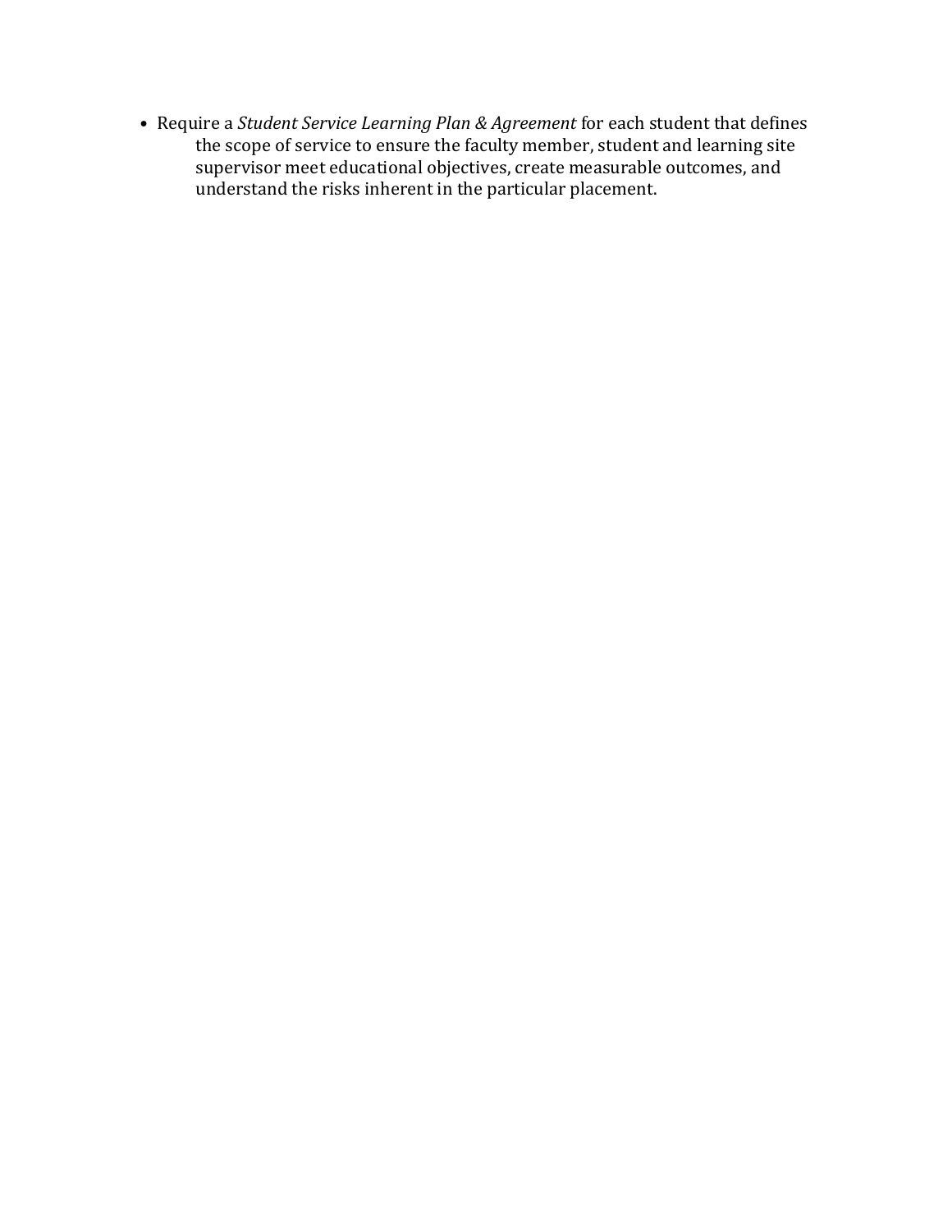- Require a *Student Service Learning Plan & Agreement* for each student that defines the scope of service to ensure the faculty member, student and learning site supervisor meet educational objectives, create measurable outcomes, and understand the risks inherent in the particular placement.